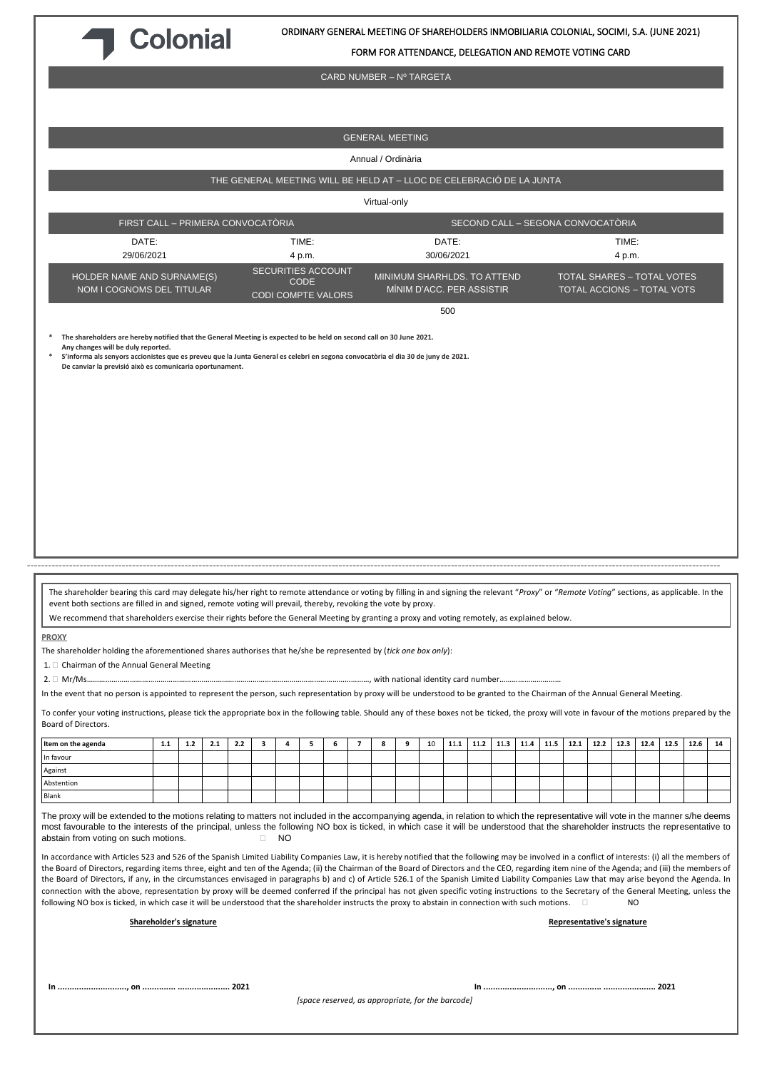Colonial

ORDINARY GENERAL MEETING OF SHAREHOLDERS INMOBILIARIA COLONIAL, SOCIMI, S.A. (JUNE 2021)

FORM FOR ATTENDANCE, DELEGATION AND REMOTE VOTING CARD

CARD NUMBER – Nº TARGETA

GENERAL MEETING

Annual / Ordinària

THE GENERAL MEETING WILL BE HELD AT – LLOC DE CELEBRACIÓ DE LA JUNTA

Virtual-only

| FIRST CALL – PRIMERA CONVOCATÒRIA | | SECOND CALL – SEGONA CONVOCATÒRIA | |
|---|---|---|---|
| DATE: 29/06/2021 | TIME: 4 p.m. | DATE: 30/06/2021 | TIME: 4 p.m. |
| HOLDER NAME AND SURNAME(S) NOM I COGNOMS DEL TITULAR | SECURITIES ACCOUNT CODE CODI COMPTE VALORS | MINIMUM SHARHLDS. TO ATTEND MÍNIM D'ACC. PER ASSISTIR | TOTAL SHARES – TOTAL VOTES TOTAL ACCIONS – TOTAL VOTS |
| | | 500 | |

\* **The shareholders are hereby notified that the General Meeting is expected to be held on second call on 30 June 2021. Any changes will be duly reported.**

\* **S'informa als senyors accionistes que es preveu que la Junta General es celebri en segona convocatòria el dia 30 de juny de 2021. De canviar la previsió això es comunicaria oportunament.**

---

The shareholder bearing this card may delegate his/her right to remote attendance or voting by filling in and signing the relevant "*Proxy*" or "*Remote Voting*" sections, as applicable. In the event both sections are filled in and signed, remote voting will prevail, thereby, revoking the vote by proxy.

We recommend that shareholders exercise their rights before the General Meeting by granting a proxy and voting remotely, as explained below.

**PROXY**

The shareholder holding the aforementioned shares authorises that he/she be represented by (*tick one box only*):

1. ☐ Chairman of the Annual General Meeting

2. ☐ Mr/Ms.........................................................................................................................., with national identity card number.............................

In the event that no person is appointed to represent the person, such representation by proxy will be understood to be granted to the Chairman of the Annual General Meeting.

To confer your voting instructions, please tick the appropriate box in the following table. Should any of these boxes not be ticked, the proxy will vote in favour of the motions prepared by the Board of Directors.

| Item on the agenda | 1.1 | 1.2 | 2.1 | 2.2 | 3 | 4 | 5 | 6 | 7 | 8 | 9 | 10 | 11.1 | 11.2 | 11.3 | 11.4 | 11.5 | 12.1 | 12.2 | 12.3 | 12.4 | 12.5 | 12.6 | 14 |
|---|---|---|---|---|---|---|---|---|---|---|---|---|---|---|---|---|---|---|---|---|---|---|---|---|
| In favour | | | | | | | | | | | | | | | | | | | | | | | | |
| Against | | | | | | | | | | | | | | | | | | | | | | | | |
| Abstention | | | | | | | | | | | | | | | | | | | | | | | | |
| Blank | | | | | | | | | | | | | | | | | | | | | | | | |

The proxy will be extended to the motions relating to matters not included in the accompanying agenda, in relation to which the representative will vote in the manner s/he deems most favourable to the interests of the principal, unless the following NO box is ticked, in which case it will be understood that the shareholder instructs the representative to abstain from voting on such motions. ☐ NO

In accordance with Articles 523 and 526 of the Spanish Limited Liability Companies Law, it is hereby notified that the following may be involved in a conflict of interests: (i) all the members of the Board of Directors, regarding items three, eight and ten of the Agenda; (ii) the Chairman of the Board of Directors and the CEO, regarding item nine of the Agenda; and (iii) the members of the Board of Directors, if any, in the circumstances envisaged in paragraphs b) and c) of Article 526.1 of the Spanish Limited Liability Companies Law that may arise beyond the Agenda. In connection with the above, representation by proxy will be deemed conferred if the principal has not given specific voting instructions to the Secretary of the General Meeting, unless the following NO box is ticked, in which case it will be understood that the shareholder instructs the proxy to abstain in connection with such motions. ☐ NO

**Shareholder's signature**

**Representative's signature**

**In ............................., on .............. ...................... 2021**

**In ............................., on .............. ...................... 2021**

*[space reserved, as appropriate, for the barcode]*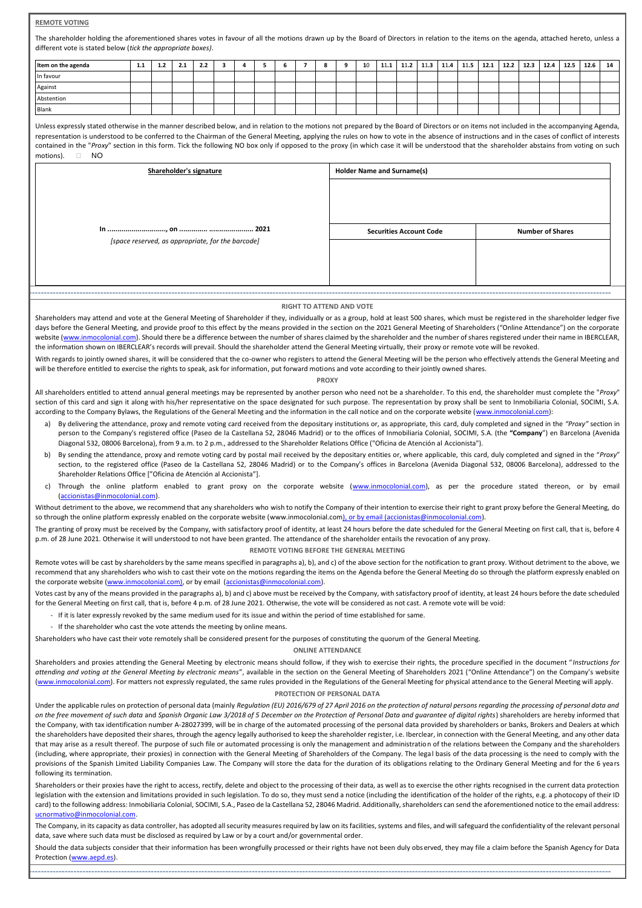**REMOTE VOTING**

The shareholder holding the aforementioned shares votes in favour of all the motions drawn up by the Board of Directors in relation to the items on the agenda, attached hereto, unless a different vote is stated below (*tick the appropriate boxes)*.

| Item on the agenda | 1.1 | 1.2 | 2.1 | 2.2 | 3 | 4 | 5 | 6 | 7 | 8 | 9 | 10 | 11.1 | 11.2 | 11.3 | 11.4 | 11.5 | 12.1 | 12.2 | 12.3 | 12.4 | 12.5 | 12.6 | 14 |
|---|---|---|---|---|---|---|---|---|---|---|---|---|---|---|---|---|---|---|---|---|---|---|---|---|
| In favour | | | | | | | | | | | | | | | | | | | | | | | | |
| Against | | | | | | | | | | | | | | | | | | | | | | | | |
| Abstention | | | | | | | | | | | | | | | | | | | | | | | | |
| Blank | | | | | | | | | | | | | | | | | | | | | | | | |

Unless expressly stated otherwise in the manner described below, and in relation to the motions not prepared by the Board of Directors or on items not included in the accompanying Agenda, representation is understood to be conferred to the Chairman of the General Meeting, applying the rules on how to vote in the absence of instructions and in the cases of conflict of interests contained in the "*Proxy*" section in this form. Tick the following NO box only if opposed to the proxy (in which case it will be understood that the shareholder abstains from voting on such motions). ☐ NO

| Shareholder's signature | Holder Name and Surname(s) | |
|---|---|---|
| | | |
| In ............................, on ............. ..................... 2021 | Securities Account Code | Number of Shares |
| [space reserved, as appropriate, for the barcode] | | |

**RIGHT TO ATTEND AND VOTE**

Shareholders may attend and vote at the General Meeting of Shareholder if they, individually or as a group, hold at least 500 shares, which must be registered in the shareholder ledger five days before the General Meeting, and provide proof to this effect by the means provided in the section on the 2021 General Meeting of Shareholders ("Online Attendance") on the corporate website (www.inmocolonial.com). Should there be a difference between the number of shares claimed by the shareholder and the number of shares registered under their name in IBERCLEAR, the information shown on IBERCLEAR's records will prevail. Should the shareholder attend the General Meeting virtually, their proxy or remote vote will be revoked.

With regards to jointly owned shares, it will be considered that the co-owner who registers to attend the General Meeting will be the person who effectively attends the General Meeting and will be therefore entitled to exercise the rights to speak, ask for information, put forward motions and vote according to their jointly owned shares.

**PROXY**

All shareholders entitled to attend annual general meetings may be represented by another person who need not be a shareholder. To this end, the shareholder must complete the "*Proxy*" section of this card and sign it along with his/her representative on the space designated for such purpose. The representation by proxy shall be sent to Inmobiliaria Colonial, SOCIMI, S.A. according to the Company Bylaws, the Regulations of the General Meeting and the information in the call notice and on the corporate website (www.inmocolonial.com):

a) By delivering the attendance, proxy and remote voting card received from the depositary institutions or, as appropriate, this card, duly completed and signed in the *"Proxy"* section in person to the Company's registered office (Paseo de la Castellana 52, 28046 Madrid) or to the offices of Inmobiliaria Colonial, SOCIMI, S.A. (the **"Company"**) en Barcelona (Avenida Diagonal 532, 08006 Barcelona), from 9 a.m. to 2 p.m., addressed to the Shareholder Relations Office ("Oficina de Atención al Accionista").

b) By sending the attendance, proxy and remote voting card by postal mail received by the depositary entities or, where applicable, this card, duly completed and signed in the "*Proxy*" section, to the registered office (Paseo de la Castellana 52, 28046 Madrid) or to the Company's offices in Barcelona (Avenida Diagonal 532, 08006 Barcelona), addressed to the Shareholder Relations Office ["Oficina de Atención al Accionista"].

c) Through the online platform enabled to grant proxy on the corporate website (www.inmocolonial.com), as per the procedure stated thereon, or by email (accionistas@inmocolonial.com).

Without detriment to the above, we recommend that any shareholders who wish to notify the Company of their intention to exercise their right to grant proxy before the General Meeting, do so through the online platform expressly enabled on the corporate website (www.inmocolonial.com), or by email (accionistas@inmocolonial.com).

The granting of proxy must be received by the Company, with satisfactory proof of identity, at least 24 hours before the date scheduled for the General Meeting on first call, that is, before 4 p.m. of 28 June 2021. Otherwise it will understood to not have been granted. The attendance of the shareholder entails the revocation of any proxy.

**REMOTE VOTING BEFORE THE GENERAL MEETING**

Remote votes will be cast by shareholders by the same means specified in paragraphs a), b), and c) of the above section for the notification to grant proxy. Without detriment to the above, we recommend that any shareholders who wish to cast their vote on the motions regarding the items on the Agenda before the General Meeting do so through the platform expressly enabled on the corporate website (www.inmocolonial.com), or by email (accionistas@inmocolonial.com).

Votes cast by any of the means provided in the paragraphs a), b) and c) above must be received by the Company, with satisfactory proof of identity, at least 24 hours before the date scheduled for the General Meeting on first call, that is, before 4 p.m. of 28 June 2021. Otherwise, the vote will be considered as not cast. A remote vote will be void:

- If it is later expressly revoked by the same medium used for its issue and within the period of time established for same.
- If the shareholder who cast the vote attends the meeting by online means.

Shareholders who have cast their vote remotely shall be considered present for the purposes of constituting the quorum of the General Meeting.

**ONLINE ATTENDANCE**

Shareholders and proxies attending the General Meeting by electronic means should follow, if they wish to exercise their rights, the procedure specified in the document "*Instructions for attending and voting at the General Meeting by electronic means*", available in the section on the General Meeting of Shareholders 2021 ("Online Attendance") on the Company's website (www.inmocolonial.com). For matters not expressly regulated, the same rules provided in the Regulations of the General Meeting for physical attendance to the General Meeting will apply.

**PROTECTION OF PERSONAL DATA**

Under the applicable rules on protection of personal data (mainly *Regulation (EU) 2016/679 of 27 April 2016 on the protection of natural persons regarding the processing of personal data and on the free movement of such data* and *Spanish Organic Law 3/2018 of 5 December on the Protection of Personal Data and guarantee of digital rights*) shareholders are hereby informed that the Company, with tax identification number A-28027399, will be in charge of the automated processing of the personal data provided by shareholders or banks, Brokers and Dealers at which the shareholders have deposited their shares, through the agency legally authorised to keep the shareholder register, i.e. Iberclear, in connection with the General Meeting, and any other data that may arise as a result thereof. The purpose of such file or automated processing is only the management and administration of the relations between the Company and the shareholders (including, where appropriate, their proxies) in connection with the General Meeting of Shareholders of the Company. The legal basis of the data processing is the need to comply with the provisions of the Spanish Limited Liability Companies Law. The Company will store the data for the duration of its obligations relating to the Ordinary General Meeting and for the 6 years following its termination.

Shareholders or their proxies have the right to access, rectify, delete and object to the processing of their data, as well as to exercise the other rights recognised in the current data protection legislation with the extension and limitations provided in such legislation. To do so, they must send a notice (including the identification of the holder of the rights, e.g. a photocopy of their ID card) to the following address: Inmobiliaria Colonial, SOCIMI, S.A., Paseo de la Castellana 52, 28046 Madrid. Additionally, shareholders can send the aforementioned notice to the email address: ucnormativo@inmocolonial.com.

The Company, in its capacity as data controller, has adopted all security measures required by law on its facilities, systems and files, and will safeguard the confidentiality of the relevant personal data, save where such data must be disclosed as required by Law or by a court and/or governmental order.

Should the data subjects consider that their information has been wrongfully processed or their rights have not been duly observed, they may file a claim before the Spanish Agency for Data Protection (www.aepd.es).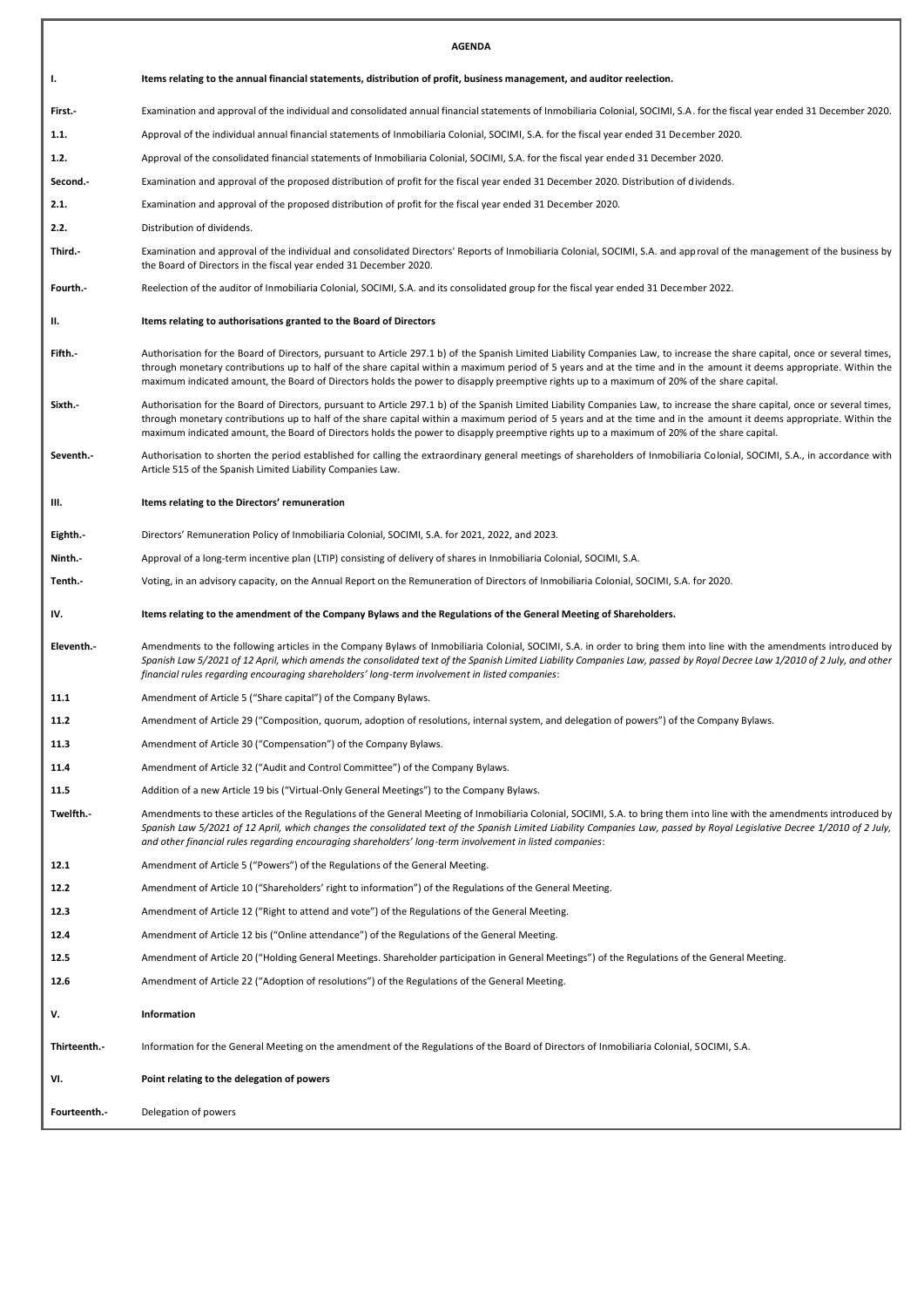# AGENDA

| | |
|---|---|
| **I.** | **Items relating to the annual financial statements, distribution of profit, business management, and auditor reelection.** |
| **First.-** | Examination and approval of the individual and consolidated annual financial statements of Inmobiliaria Colonial, SOCIMI, S.A. for the fiscal year ended 31 December 2020. |
| **1.1.** | Approval of the individual annual financial statements of Inmobiliaria Colonial, SOCIMI, S.A. for the fiscal year ended 31 December 2020. |
| **1.2.** | Approval of the consolidated financial statements of Inmobiliaria Colonial, SOCIMI, S.A. for the fiscal year ended 31 December 2020. |
| **Second.-** | Examination and approval of the proposed distribution of profit for the fiscal year ended 31 December 2020. Distribution of dividends. |
| **2.1.** | Examination and approval of the proposed distribution of profit for the fiscal year ended 31 December 2020. |
| **2.2.** | Distribution of dividends. |
| **Third.-** | Examination and approval of the individual and consolidated Directors' Reports of Inmobiliaria Colonial, SOCIMI, S.A. and approval of the management of the business by the Board of Directors in the fiscal year ended 31 December 2020. |
| **Fourth.-** | Reelection of the auditor of Inmobiliaria Colonial, SOCIMI, S.A. and its consolidated group for the fiscal year ended 31 December 2022. |
| **II.** | **Items relating to authorisations granted to the Board of Directors** |
| **Fifth.-** | Authorisation for the Board of Directors, pursuant to Article 297.1 b) of the Spanish Limited Liability Companies Law, to increase the share capital, once or several times, through monetary contributions up to half of the share capital within a maximum period of 5 years and at the time and in the amount it deems appropriate. Within the maximum indicated amount, the Board of Directors holds the power to disapply preemptive rights up to a maximum of 20% of the share capital. |
| **Sixth.-** | Authorisation for the Board of Directors, pursuant to Article 297.1 b) of the Spanish Limited Liability Companies Law, to increase the share capital, once or several times, through monetary contributions up to half of the share capital within a maximum period of 5 years and at the time and in the amount it deems appropriate. Within the maximum indicated amount, the Board of Directors holds the power to disapply preemptive rights up to a maximum of 20% of the share capital. |
| **Seventh.-** | Authorisation to shorten the period established for calling the extraordinary general meetings of shareholders of Inmobiliaria Colonial, SOCIMI, S.A., in accordance with Article 515 of the Spanish Limited Liability Companies Law. |
| **III.** | **Items relating to the Directors' remuneration** |
| **Eighth.-** | Directors' Remuneration Policy of Inmobiliaria Colonial, SOCIMI, S.A. for 2021, 2022, and 2023. |
| **Ninth.-** | Approval of a long-term incentive plan (LTIP) consisting of delivery of shares in Inmobiliaria Colonial, SOCIMI, S.A. |
| **Tenth.-** | Voting, in an advisory capacity, on the Annual Report on the Remuneration of Directors of Inmobiliaria Colonial, SOCIMI, S.A. for 2020. |
| **IV.** | **Items relating to the amendment of the Company Bylaws and the Regulations of the General Meeting of Shareholders.** |
| **Eleventh.-** | Amendments to the following articles in the Company Bylaws of Inmobiliaria Colonial, SOCIMI, S.A. in order to bring them into line with the amendments introduced by *Spanish Law 5/2021 of 12 April, which amends the consolidated text of the Spanish Limited Liability Companies Law, passed by Royal Decree Law 1/2010 of 2 July, and other financial rules regarding encouraging shareholders' long-term involvement in listed companies*: |
| **11.1** | Amendment of Article 5 ("Share capital") of the Company Bylaws. |
| **11.2** | Amendment of Article 29 ("Composition, quorum, adoption of resolutions, internal system, and delegation of powers") of the Company Bylaws. |
| **11.3** | Amendment of Article 30 ("Compensation") of the Company Bylaws. |
| **11.4** | Amendment of Article 32 ("Audit and Control Committee") of the Company Bylaws. |
| **11.5** | Addition of a new Article 19 bis ("Virtual-Only General Meetings") to the Company Bylaws. |
| **Twelfth.-** | Amendments to these articles of the Regulations of the General Meeting of Inmobiliaria Colonial, SOCIMI, S.A. to bring them into line with the amendments introduced by *Spanish Law 5/2021 of 12 April, which changes the consolidated text of the Spanish Limited Liability Companies Law, passed by Royal Legislative Decree 1/2010 of 2 July, and other financial rules regarding encouraging shareholders' long-term involvement in listed companies*: |
| **12.1** | Amendment of Article 5 ("Powers") of the Regulations of the General Meeting. |
| **12.2** | Amendment of Article 10 ("Shareholders' right to information") of the Regulations of the General Meeting. |
| **12.3** | Amendment of Article 12 ("Right to attend and vote") of the Regulations of the General Meeting. |
| **12.4** | Amendment of Article 12 bis ("Online attendance") of the Regulations of the General Meeting. |
| **12.5** | Amendment of Article 20 ("Holding General Meetings. Shareholder participation in General Meetings") of the Regulations of the General Meeting. |
| **12.6** | Amendment of Article 22 ("Adoption of resolutions") of the Regulations of the General Meeting. |
| **V.** | **Information** |
| **Thirteenth.-** | Information for the General Meeting on the amendment of the Regulations of the Board of Directors of Inmobiliaria Colonial, SOCIMI, S.A. |
| **VI.** | **Point relating to the delegation of powers** |
| **Fourteenth.-** | Delegation of powers |